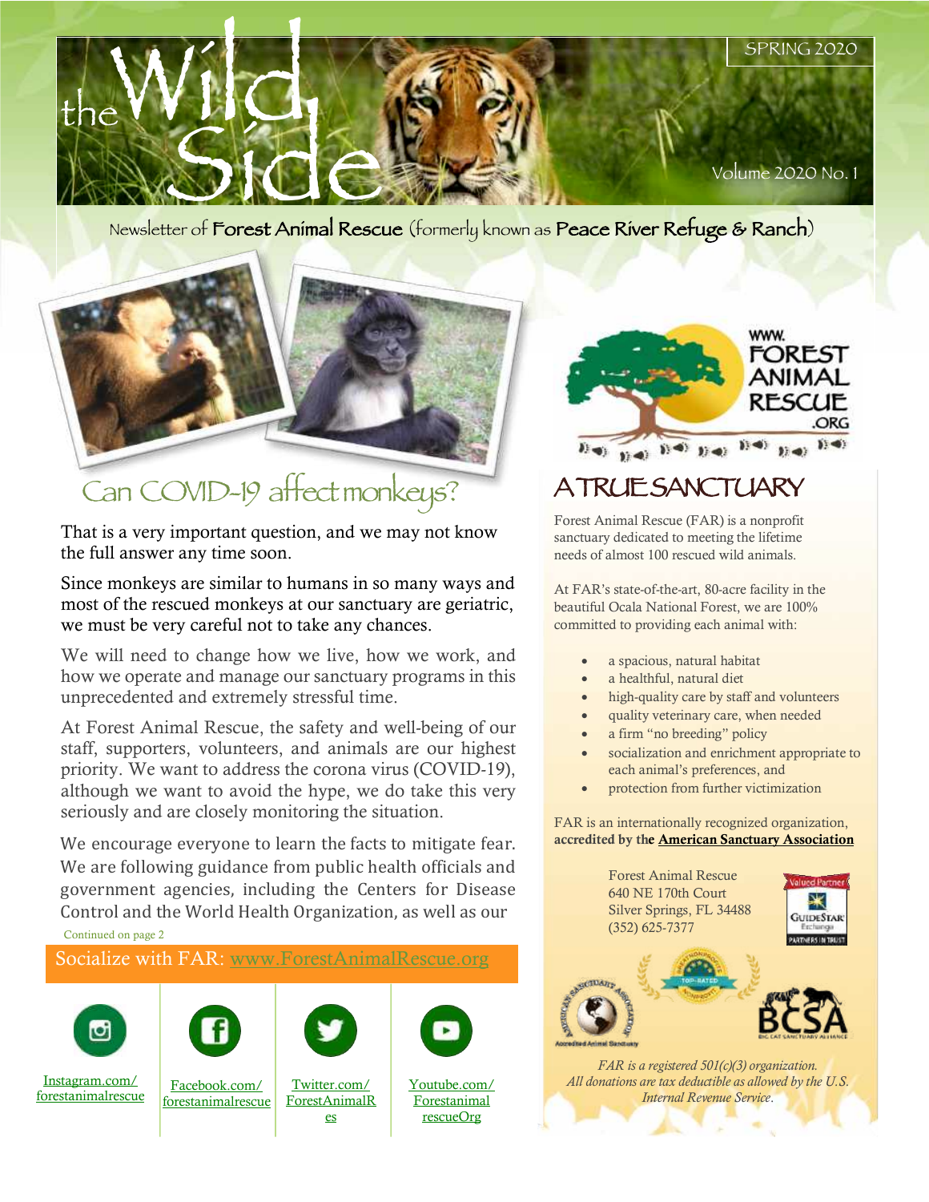# the Wild Side

SPRING 2020

Volume 2020 No. 1

Newsletter of Forest Animal Rescue (formerly known as Peace River Refuge & Ranch)

## Can COVID-19 affect monkeys?

That is a very important question, and we may not know the full answer any time soon.

Since monkeys are similar to humans in so many ways and most of the rescued monkeys at our sanctuary are geriatric, we must be very careful not to take any chances.

We will need to change how we live, how we work, and how we operate and manage our sanctuary programs in this unprecedented and extremely stressful time.

At Forest Animal Rescue, the safety and well-being of our staff, supporters, volunteers, and animals are our highest priority. We want to address the corona virus (COVID-19), although we want to avoid the hype, we do take this very seriously and are closely monitoring the situation.

We encourage everyone to learn the facts to mitigate fear. We are following guidance from public health officials and government agencies, including the Centers for Disease Control and the World Health Organization, as well as our

Continued on page 2

Socialize with FAR: www.ForestAnimalRescue.org

Instagram.com/forestanimalrescue

Facebook.com/forestanimalrescue

Twitter.com/ForestAnimalRes

Youtube.com/ForestanimalrescueOrg

WWW.FORESTANIMALRESCUE.ORG

## A TRUE SANCTUARY

Forest Animal Rescue (FAR) is a nonprofit sanctuary dedicated to meeting the lifetime needs of almost 100 rescued wild animals.

At FAR's state-of-the-art, 80-acre facility in the beautiful Ocala National Forest, we are 100% committed to providing each animal with:

- a spacious, natural habitat
- a healthful, natural diet
- high-quality care by staff and volunteers
- quality veterinary care, when needed
- a firm "no breeding" policy
- socialization and enrichment appropriate to each animal's preferences, and
- protection from further victimization

FAR is an internationally recognized organization, **accredited by the American Sanctuary Association**

Forest Animal Rescue
640 NE 170th Court
Silver Springs, FL 34488
(352) 625-7377

*FAR is a registered 501(c)(3) organization. All donations are tax deductible as allowed by the U.S. Internal Revenue Service.*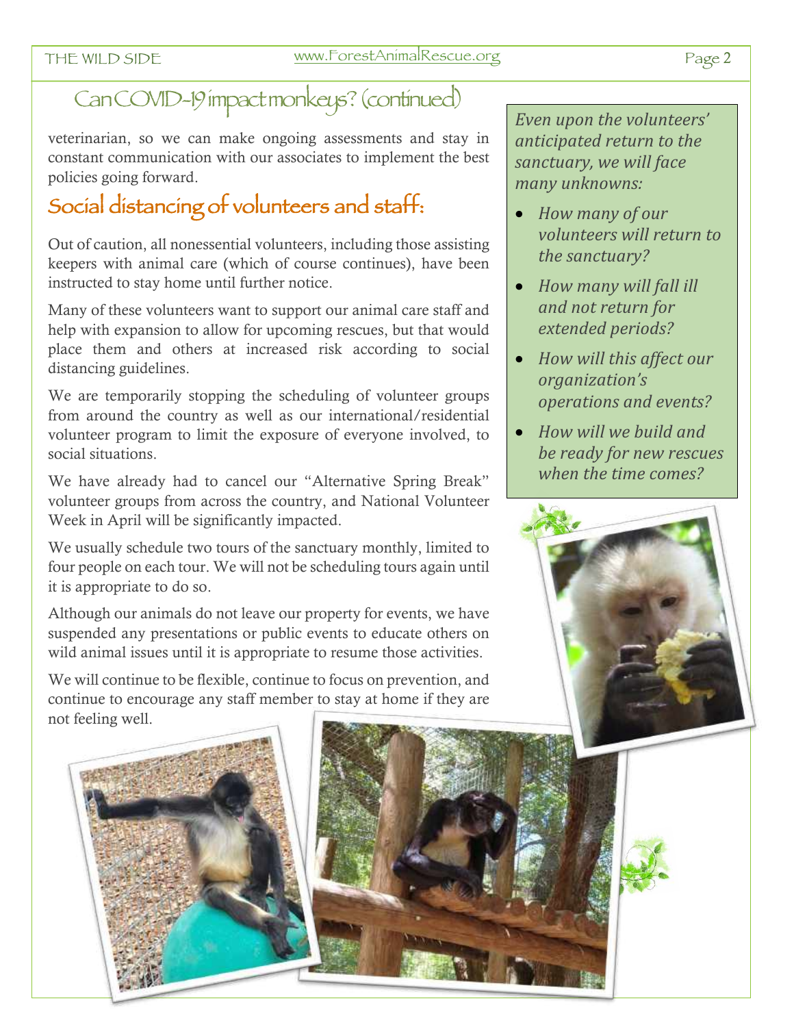## Can COVID-19 impact monkeys? (continued)

veterinarian, so we can make ongoing assessments and stay in constant communication with our associates to implement the best policies going forward.

## Social distancing of volunteers and staff:

Out of caution, all nonessential volunteers, including those assisting keepers with animal care (which of course continues), have been instructed to stay home until further notice.

Many of these volunteers want to support our animal care staff and help with expansion to allow for upcoming rescues, but that would place them and others at increased risk according to social distancing guidelines.

We are temporarily stopping the scheduling of volunteer groups from around the country as well as our international/residential volunteer program to limit the exposure of everyone involved, to social situations.

We have already had to cancel our "Alternative Spring Break" volunteer groups from across the country, and National Volunteer Week in April will be significantly impacted.

We usually schedule two tours of the sanctuary monthly, limited to four people on each tour. We will not be scheduling tours again until it is appropriate to do so.

Although our animals do not leave our property for events, we have suspended any presentations or public events to educate others on wild animal issues until it is appropriate to resume those activities.

We will continue to be flexible, continue to focus on prevention, and continue to encourage any staff member to stay at home if they are not feeling well.

*Even upon the volunteers' anticipated return to the sanctuary, we will face many unknowns:*

- *How many of our volunteers will return to the sanctuary?*
- *How many will fall ill and not return for extended periods?*
- *How will this affect our organization's operations and events?*
- *How will we build and be ready for new rescues when the time comes?*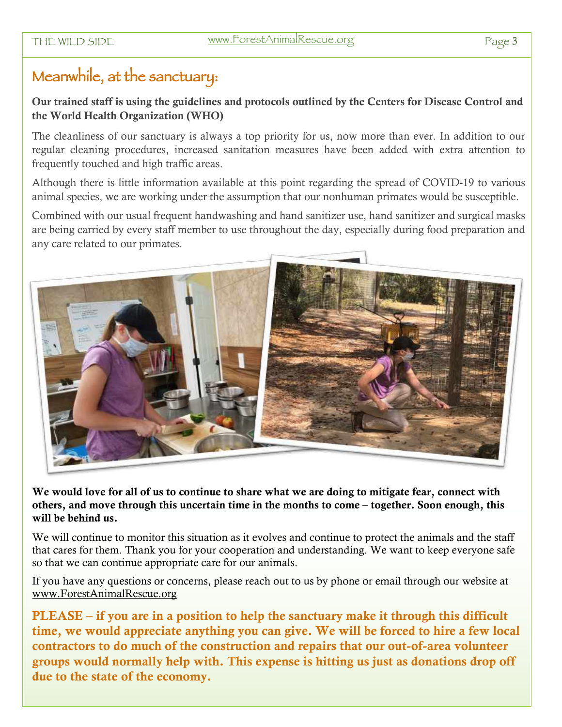## Meanwhile, at the sanctuary:

**Our trained staff is using the guidelines and protocols outlined by the Centers for Disease Control and the World Health Organization (WHO)**

The cleanliness of our sanctuary is always a top priority for us, now more than ever. In addition to our regular cleaning procedures, increased sanitation measures have been added with extra attention to frequently touched and high traffic areas.

Although there is little information available at this point regarding the spread of COVID-19 to various animal species, we are working under the assumption that our nonhuman primates would be susceptible.

Combined with our usual frequent handwashing and hand sanitizer use, hand sanitizer and surgical masks are being carried by every staff member to use throughout the day, especially during food preparation and any care related to our primates.

**We would love for all of us to continue to share what we are doing to mitigate fear, connect with others, and move through this uncertain time in the months to come – together. Soon enough, this will be behind us.**

We will continue to monitor this situation as it evolves and continue to protect the animals and the staff that cares for them. Thank you for your cooperation and understanding. We want to keep everyone safe so that we can continue appropriate care for our animals.

If you have any questions or concerns, please reach out to us by phone or email through our website at www.ForestAnimalRescue.org

**PLEASE – if you are in a position to help the sanctuary make it through this difficult time, we would appreciate anything you can give. We will be forced to hire a few local contractors to do much of the construction and repairs that our out-of-area volunteer groups would normally help with. This expense is hitting us just as donations drop off due to the state of the economy.**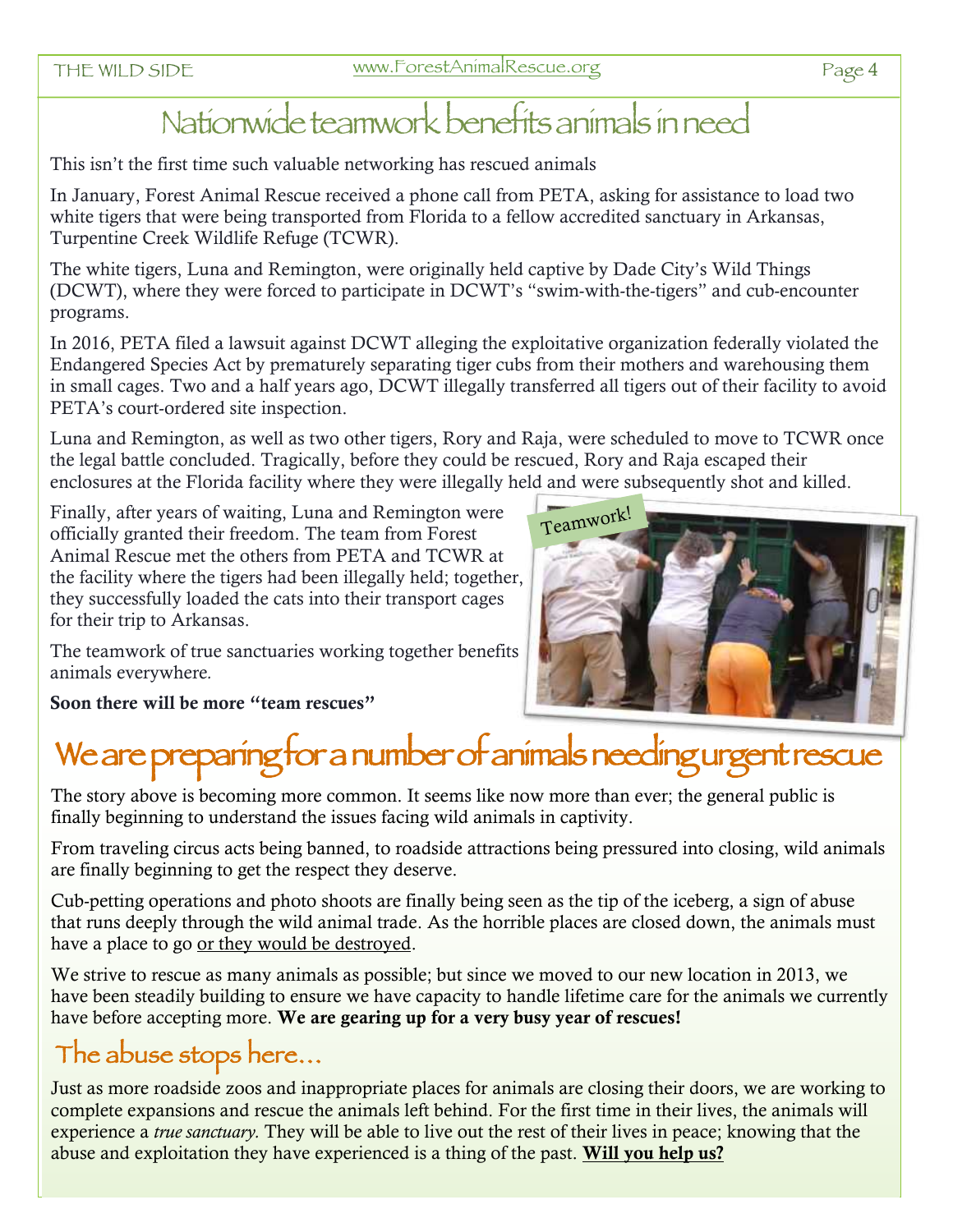# Nationwide teamwork benefits animals in need

This isn't the first time such valuable networking has rescued animals

In January, Forest Animal Rescue received a phone call from PETA, asking for assistance to load two white tigers that were being transported from Florida to a fellow accredited sanctuary in Arkansas, Turpentine Creek Wildlife Refuge (TCWR).

The white tigers, Luna and Remington, were originally held captive by Dade City's Wild Things (DCWT), where they were forced to participate in DCWT's "swim-with-the-tigers" and cub-encounter programs.

In 2016, PETA filed a lawsuit against DCWT alleging the exploitative organization federally violated the Endangered Species Act by prematurely separating tiger cubs from their mothers and warehousing them in small cages. Two and a half years ago, DCWT illegally transferred all tigers out of their facility to avoid PETA's court-ordered site inspection.

Luna and Remington, as well as two other tigers, Rory and Raja, were scheduled to move to TCWR once the legal battle concluded. Tragically, before they could be rescued, Rory and Raja escaped their enclosures at the Florida facility where they were illegally held and were subsequently shot and killed.

Finally, after years of waiting, Luna and Remington were officially granted their freedom. The team from Forest Animal Rescue met the others from PETA and TCWR at the facility where the tigers had been illegally held; together, they successfully loaded the cats into their transport cages for their trip to Arkansas.

The teamwork of true sanctuaries working together benefits animals everywhere.

Teamwork!

**Soon there will be more "team rescues"**

# We are preparing for a number of animals needing urgent rescue

The story above is becoming more common. It seems like now more than ever; the general public is finally beginning to understand the issues facing wild animals in captivity.

From traveling circus acts being banned, to roadside attractions being pressured into closing, wild animals are finally beginning to get the respect they deserve.

Cub-petting operations and photo shoots are finally being seen as the tip of the iceberg, a sign of abuse that runs deeply through the wild animal trade. As the horrible places are closed down, the animals must have a place to go or they would be destroyed.

We strive to rescue as many animals as possible; but since we moved to our new location in 2013, we have been steadily building to ensure we have capacity to handle lifetime care for the animals we currently have before accepting more. **We are gearing up for a very busy year of rescues!**

## The abuse stops here...

Just as more roadside zoos and inappropriate places for animals are closing their doors, we are working to complete expansions and rescue the animals left behind. For the first time in their lives, the animals will experience a *true sanctuary.* They will be able to live out the rest of their lives in peace; knowing that the abuse and exploitation they have experienced is a thing of the past. **Will you help us?**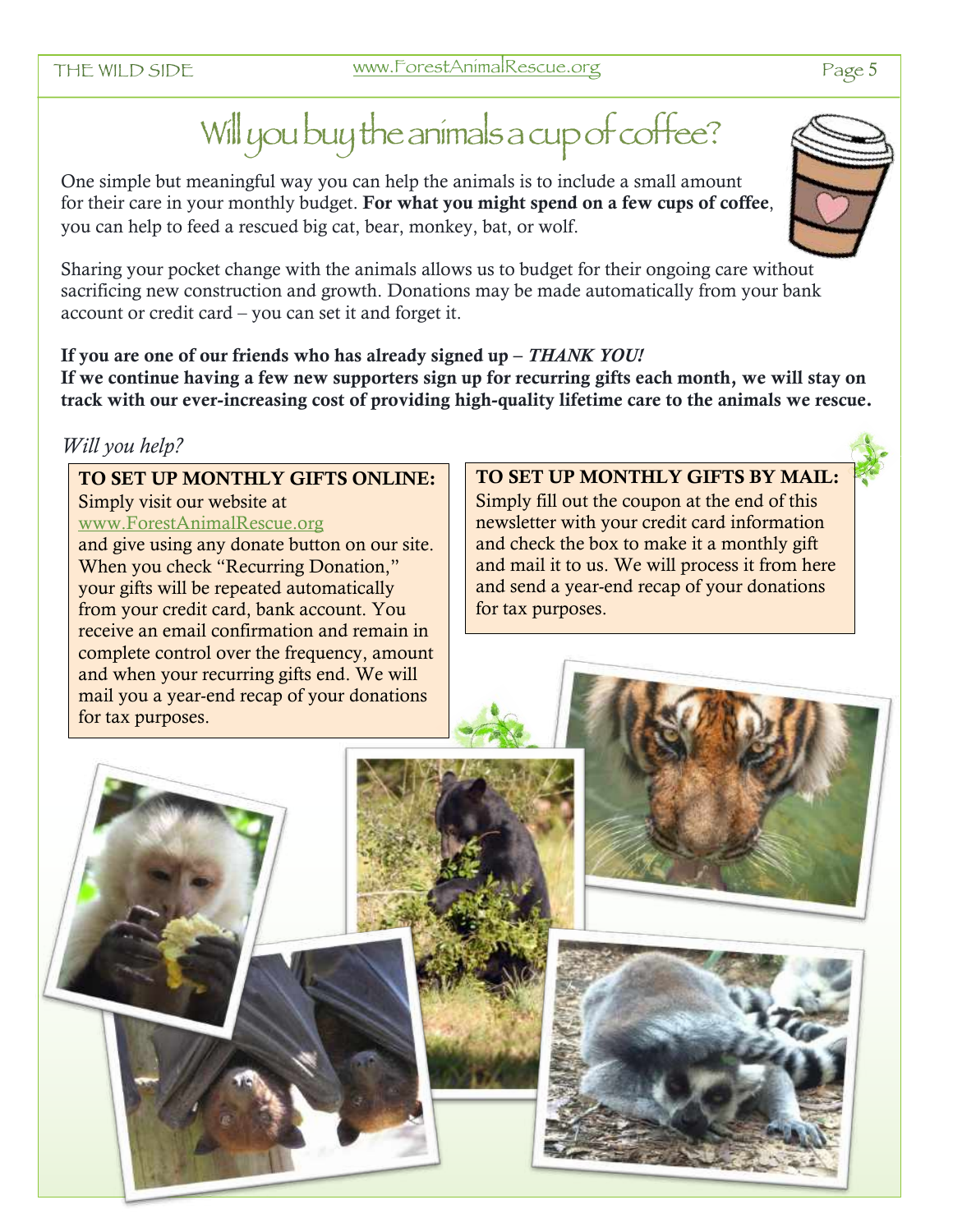# Will you buy the animals a cup of coffee?

One simple but meaningful way you can help the animals is to include a small amount for their care in your monthly budget. **For what you might spend on a few cups of coffee**, you can help to feed a rescued big cat, bear, monkey, bat, or wolf.

Sharing your pocket change with the animals allows us to budget for their ongoing care without sacrificing new construction and growth. Donations may be made automatically from your bank account or credit card – you can set it and forget it.

**If you are one of our friends who has already signed up –** ***THANK YOU!***
**If we continue having a few new supporters sign up for recurring gifts each month, we will stay on track with our ever-increasing cost of providing high-quality lifetime care to the animals we rescue.**

*Will you help?*

**TO SET UP MONTHLY GIFTS ONLINE:**
Simply visit our website at www.ForestAnimalRescue.org and give using any donate button on our site. When you check "Recurring Donation," your gifts will be repeated automatically from your credit card, bank account. You receive an email confirmation and remain in complete control over the frequency, amount and when your recurring gifts end. We will mail you a year-end recap of your donations for tax purposes.

**TO SET UP MONTHLY GIFTS BY MAIL:**
Simply fill out the coupon at the end of this newsletter with your credit card information and check the box to make it a monthly gift and mail it to us. We will process it from here and send a year-end recap of your donations for tax purposes.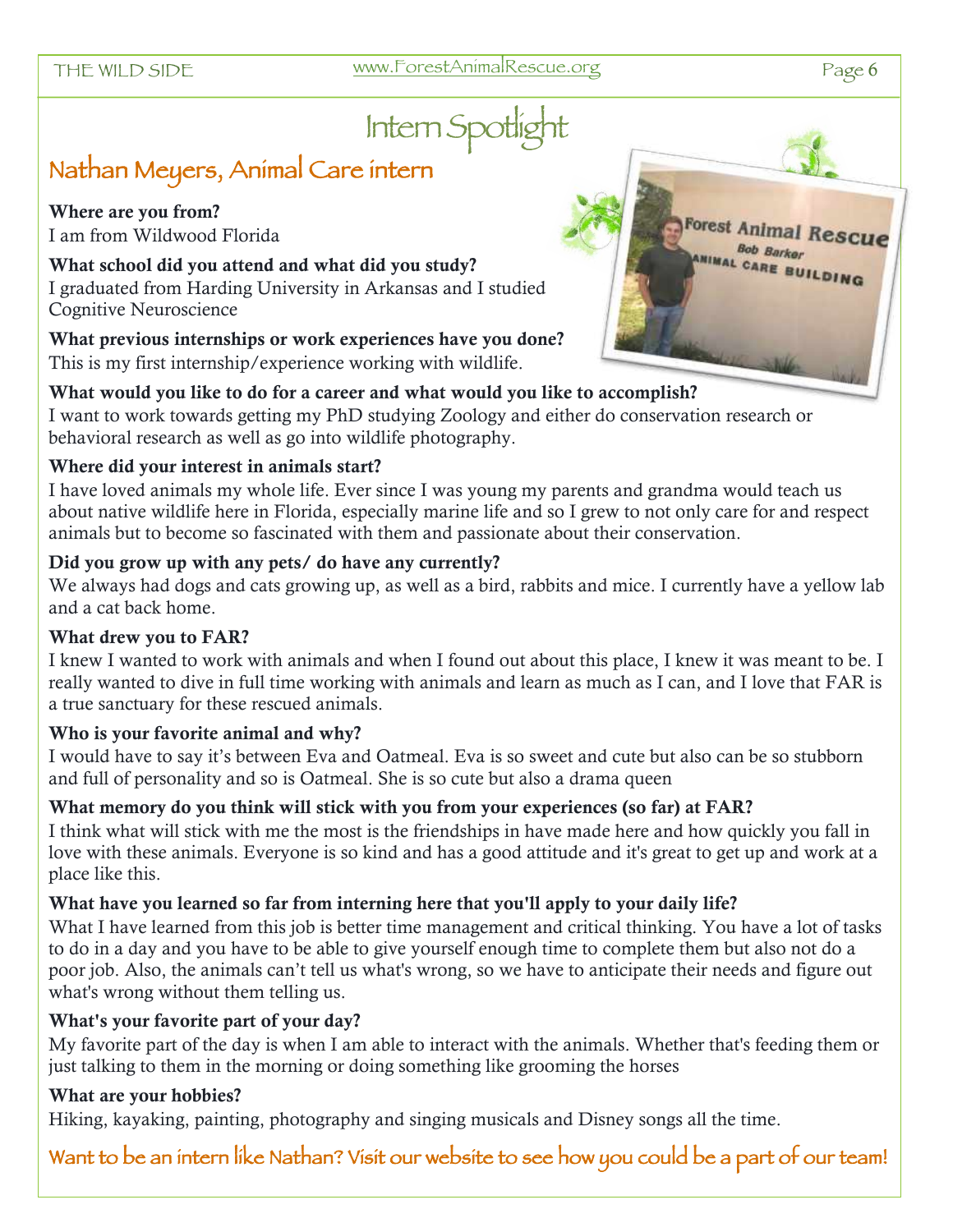# Intern Spotlight

## Nathan Meyers, Animal Care intern

**Where are you from?**
I am from Wildwood Florida

**What school did you attend and what did you study?**
I graduated from Harding University in Arkansas and I studied Cognitive Neuroscience

**What previous internships or work experiences have you done?**
This is my first internship/experience working with wildlife.

**What would you like to do for a career and what would you like to accomplish?**
I want to work towards getting my PhD studying Zoology and either do conservation research or behavioral research as well as go into wildlife photography.

**Where did your interest in animals start?**
I have loved animals my whole life. Ever since I was young my parents and grandma would teach us about native wildlife here in Florida, especially marine life and so I grew to not only care for and respect animals but to become so fascinated with them and passionate about their conservation.

**Did you grow up with any pets/ do have any currently?**
We always had dogs and cats growing up, as well as a bird, rabbits and mice. I currently have a yellow lab and a cat back home.

**What drew you to FAR?**
I knew I wanted to work with animals and when I found out about this place, I knew it was meant to be. I really wanted to dive in full time working with animals and learn as much as I can, and I love that FAR is a true sanctuary for these rescued animals.

**Who is your favorite animal and why?**
I would have to say it's between Eva and Oatmeal. Eva is so sweet and cute but also can be so stubborn and full of personality and so is Oatmeal. She is so cute but also a drama queen

**What memory do you think will stick with you from your experiences (so far) at FAR?**
I think what will stick with me the most is the friendships in have made here and how quickly you fall in love with these animals. Everyone is so kind and has a good attitude and it's great to get up and work at a place like this.

**What have you learned so far from interning here that you'll apply to your daily life?**
What I have learned from this job is better time management and critical thinking. You have a lot of tasks to do in a day and you have to be able to give yourself enough time to complete them but also not do a poor job. Also, the animals can't tell us what's wrong, so we have to anticipate their needs and figure out what's wrong without them telling us.

**What's your favorite part of your day?**
My favorite part of the day is when I am able to interact with the animals. Whether that's feeding them or just talking to them in the morning or doing something like grooming the horses

**What are your hobbies?**
Hiking, kayaking, painting, photography and singing musicals and Disney songs all the time.

Want to be an intern like Nathan? Visit our website to see how you could be a part of our team!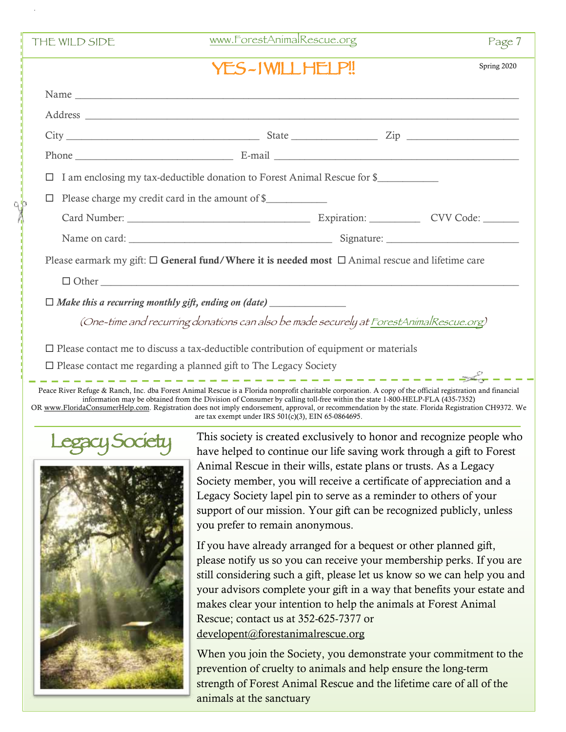## YES - I WILL HELP!!

Spring 2020

Name ___________________________________________________________________

Address _________________________________________________________________

City ______________________________ State _____________ Zip _________________

Phone ___________________________ E-mail ________________________________________

☐ I am enclosing my tax-deductible donation to Forest Animal Rescue for $__________

☐ Please charge my credit card in the amount of $__________

Card Number: ______________________________ Expiration: ________ CVV Code: ______

Name on card: __________________________________ Signature: ______________________

Please earmark my gift: ☐ **General fund/Where it is needed most** ☐ Animal rescue and lifetime care

☐ Other ______________________________________________________________________

☐ ***Make this a recurring monthly gift, ending on (date)*** _____________

*(One-time and recurring donations can also be made securely at ForestAnimalRescue.org)*

☐ Please contact me to discuss a tax-deductible contribution of equipment or materials

☐ Please contact me regarding a planned gift to The Legacy Society

Peace River Refuge & Ranch, Inc. dba Forest Animal Rescue is a Florida nonprofit charitable corporation. A copy of the official registration and financial information may be obtained from the Division of Consumer by calling toll-free within the state 1-800-HELP-FLA (435-7352) OR www.FloridaConsumerHelp.com. Registration does not imply endorsement, approval, or recommendation by the state. Florida Registration CH9372. We are tax exempt under IRS 501(c)(3), EIN 65-0864695.

## Legacy Society

This society is created exclusively to honor and recognize people who have helped to continue our life saving work through a gift to Forest Animal Rescue in their wills, estate plans or trusts. As a Legacy Society member, you will receive a certificate of appreciation and a Legacy Society lapel pin to serve as a reminder to others of your support of our mission. Your gift can be recognized publicly, unless you prefer to remain anonymous.

If you have already arranged for a bequest or other planned gift, please notify us so you can receive your membership perks. If you are still considering such a gift, please let us know so we can help you and your advisors complete your gift in a way that benefits your estate and makes clear your intention to help the animals at Forest Animal Rescue; contact us at 352-625-7377 or developent@forestanimalrescue.org

When you join the Society, you demonstrate your commitment to the prevention of cruelty to animals and help ensure the long-term strength of Forest Animal Rescue and the lifetime care of all of the animals at the sanctuary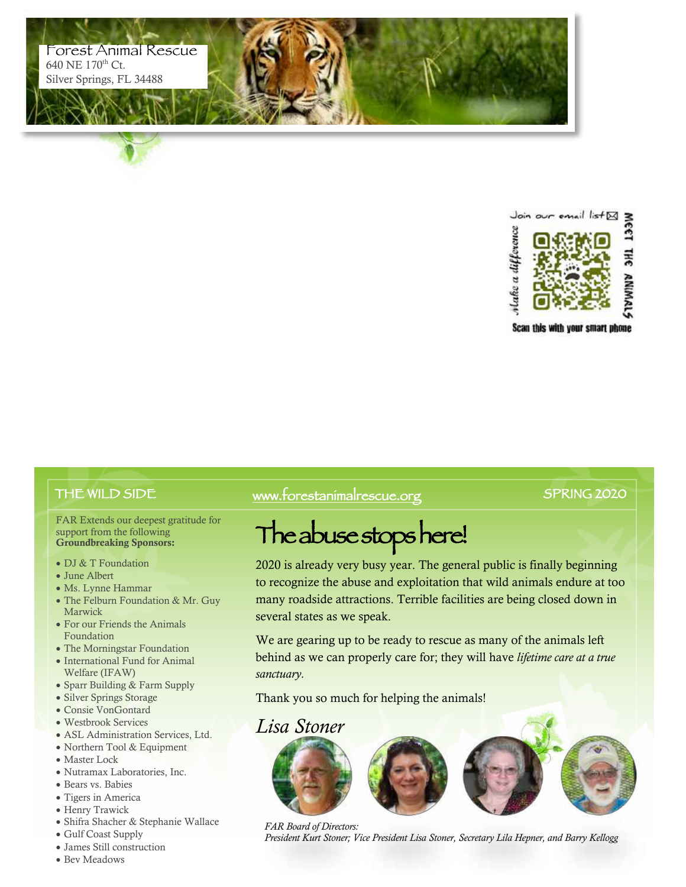Forest Animal Rescue
640 NE 170th Ct.
Silver Springs, FL 34488

Join our email list
Make a difference
MEET THE ANIMALS
Scan this with your smart phone

THE WILD SIDE www.forestanimalrescue.org SPRING 2020

FAR Extends our deepest gratitude for support from the following **Groundbreaking Sponsors:**

- DJ & T Foundation
- June Albert
- Ms. Lynne Hammar
- The Felburn Foundation & Mr. Guy Marwick
- For our Friends the Animals Foundation
- The Morningstar Foundation
- International Fund for Animal Welfare (IFAW)
- Sparr Building & Farm Supply
- Silver Springs Storage
- Consie VonGontard
- Westbrook Services
- ASL Administration Services, Ltd.
- Northern Tool & Equipment
- Master Lock
- Nutramax Laboratories, Inc.
- Bears vs. Babies
- Tigers in America
- Henry Trawick
- Shifra Shacher & Stephanie Wallace
- Gulf Coast Supply
- James Still construction
- Bev Meadows

# The abuse stops here!

2020 is already very busy year. The general public is finally beginning to recognize the abuse and exploitation that wild animals endure at too many roadside attractions. Terrible facilities are being closed down in several states as we speak.

We are gearing up to be ready to rescue as many of the animals left behind as we can properly care for; they will have *lifetime care at a true sanctuary.*

Thank you so much for helping the animals!

*Lisa Stoner*

*FAR Board of Directors:*
*President Kurt Stoner; Vice President Lisa Stoner, Secretary Lila Hepner, and Barry Kellogg*